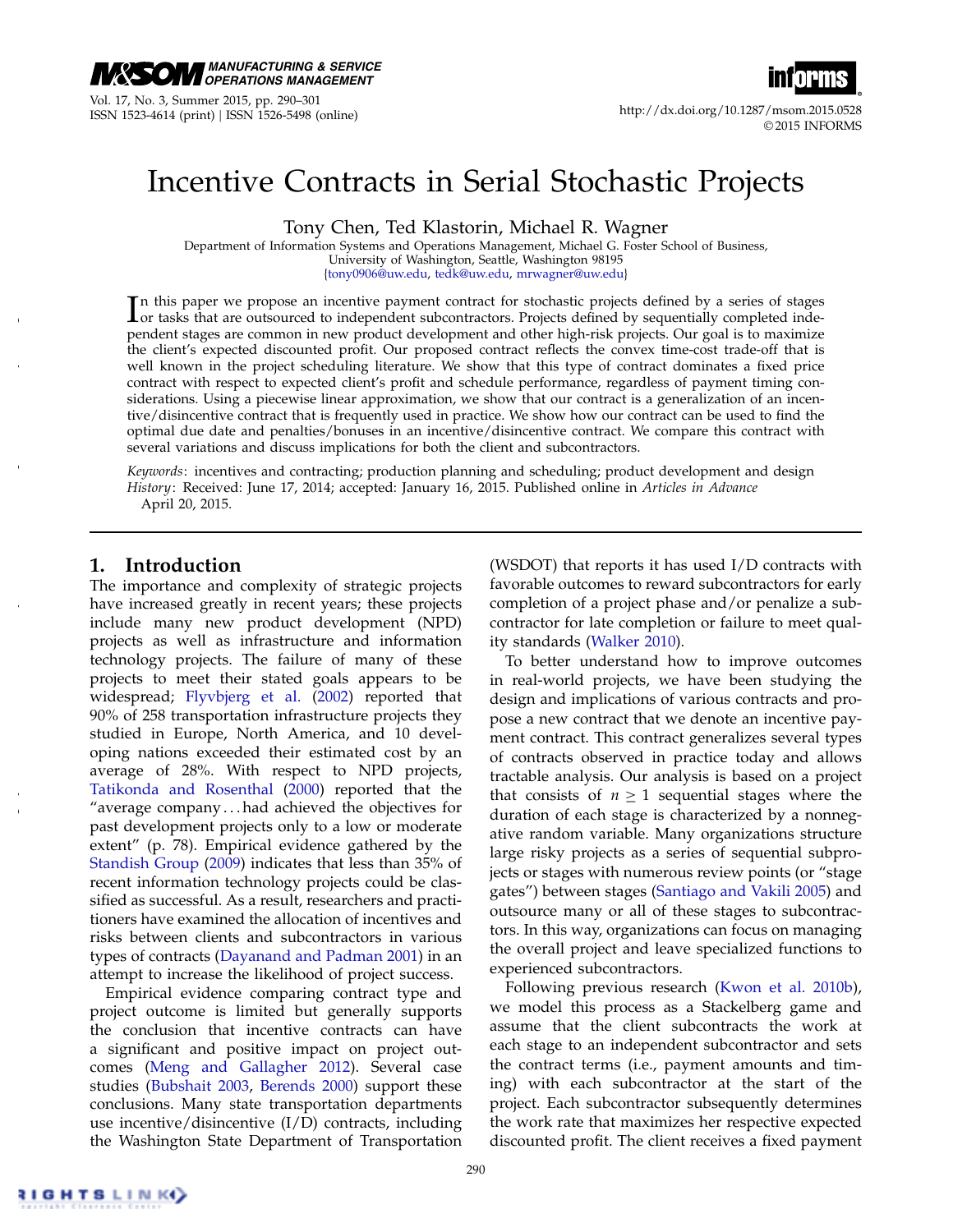# Incentive Contracts in Serial Stochastic Projects

Tony Chen, Ted Klastorin, Michael R. Wagner

Department of Information Systems and Operations Management, Michael G. Foster School of Business, University of Washington, Seattle, Washington 98195
{tony0906@uw.edu, tedk@uw.edu, mrwagner@uw.edu}

In this paper we propose an incentive payment contract for stochastic projects defined by a series of stages or tasks that are outsourced to independent subcontractors. Projects defined by sequentially completed independent stages are common in new product development and other high-risk projects. Our goal is to maximize the client's expected discounted profit. Our proposed contract reflects the convex time-cost trade-off that is well known in the project scheduling literature. We show that this type of contract dominates a fixed price contract with respect to expected client's profit and schedule performance, regardless of payment timing considerations. Using a piecewise linear approximation, we show that our contract is a generalization of an incentive/disincentive contract that is frequently used in practice. We show how our contract can be used to find the optimal due date and penalties/bonuses in an incentive/disincentive contract. We compare this contract with several variations and discuss implications for both the client and subcontractors.

*Keywords*: incentives and contracting; production planning and scheduling; product development and design
*History*: Received: June 17, 2014; accepted: January 16, 2015. Published online in *Articles in Advance* April 20, 2015.

## 1. Introduction

The importance and complexity of strategic projects have increased greatly in recent years; these projects include many new product development (NPD) projects as well as infrastructure and information technology projects. The failure of many of these projects to meet their stated goals appears to be widespread; Flyvbjerg et al. (2002) reported that 90% of 258 transportation infrastructure projects they studied in Europe, North America, and 10 developing nations exceeded their estimated cost by an average of 28%. With respect to NPD projects, Tatikonda and Rosenthal (2000) reported that the "average company ... had achieved the objectives for past development projects only to a low or moderate extent" (p. 78). Empirical evidence gathered by the Standish Group (2009) indicates that less than 35% of recent information technology projects could be classified as successful. As a result, researchers and practitioners have examined the allocation of incentives and risks between clients and subcontractors in various types of contracts (Dayanand and Padman 2001) in an attempt to increase the likelihood of project success.

Empirical evidence comparing contract type and project outcome is limited but generally supports the conclusion that incentive contracts can have a significant and positive impact on project outcomes (Meng and Gallagher 2012). Several case studies (Bubshait 2003, Berends 2000) support these conclusions. Many state transportation departments use incentive/disincentive (I/D) contracts, including the Washington State Department of Transportation (WSDOT) that reports it has used I/D contracts with favorable outcomes to reward subcontractors for early completion of a project phase and/or penalize a subcontractor for late completion or failure to meet quality standards (Walker 2010).

To better understand how to improve outcomes in real-world projects, we have been studying the design and implications of various contracts and propose a new contract that we denote an incentive payment contract. This contract generalizes several types of contracts observed in practice today and allows tractable analysis. Our analysis is based on a project that consists of $n \geq 1$ sequential stages where the duration of each stage is characterized by a nonnegative random variable. Many organizations structure large risky projects as a series of sequential subprojects or stages with numerous review points (or "stage gates") between stages (Santiago and Vakili 2005) and outsource many or all of these stages to subcontractors. In this way, organizations can focus on managing the overall project and leave specialized functions to experienced subcontractors.

Following previous research (Kwon et al. 2010b), we model this process as a Stackelberg game and assume that the client subcontracts the work at each stage to an independent subcontractor and sets the contract terms (i.e., payment amounts and timing) with each subcontractor at the start of the project. Each subcontractor subsequently determines the work rate that maximizes her respective expected discounted profit. The client receives a fixed payment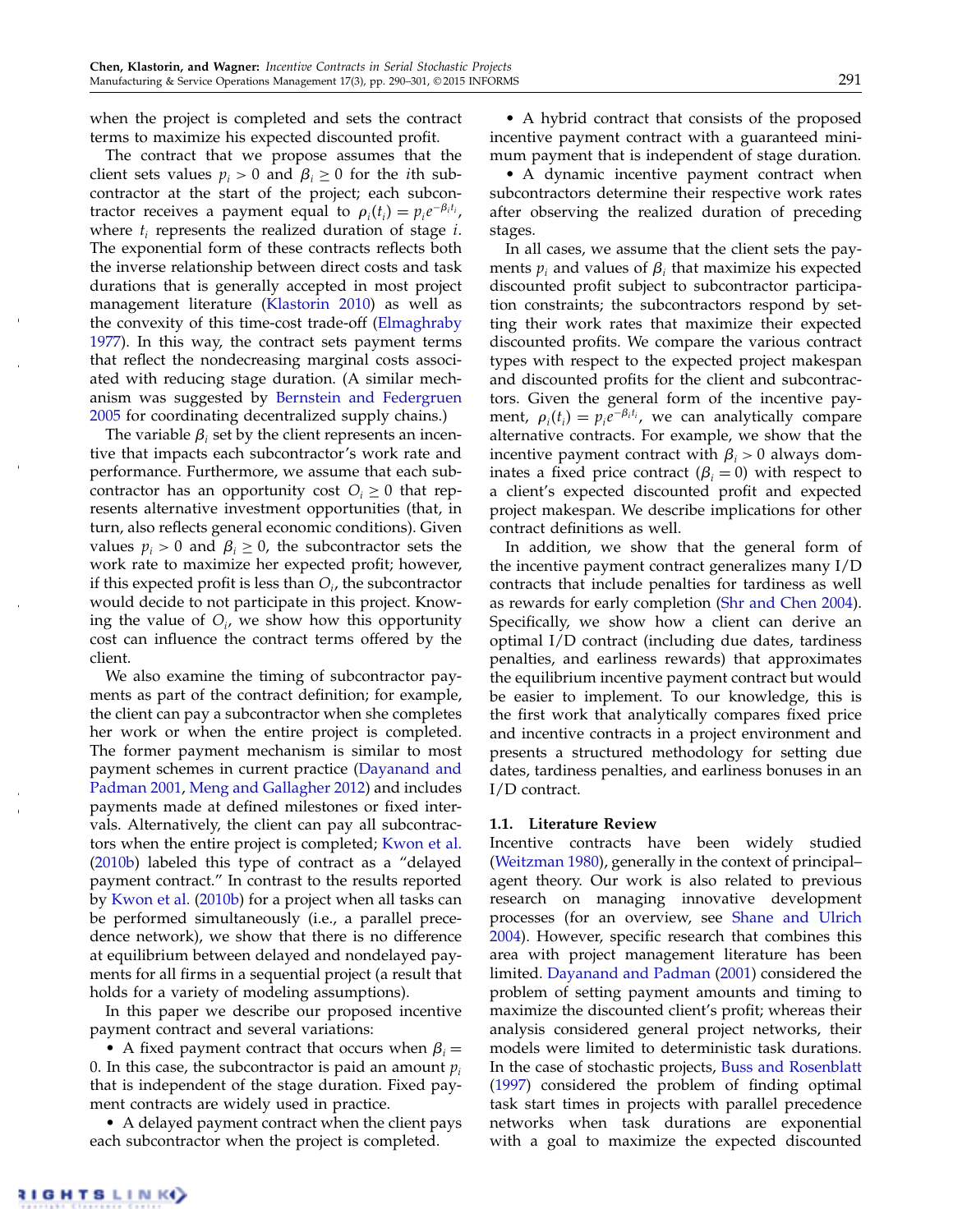when the project is completed and sets the contract terms to maximize his expected discounted profit.

The contract that we propose assumes that the client sets values $p_i > 0$ and $\beta_i \geq 0$ for the $i$th subcontractor at the start of the project; each subcontractor receives a payment equal to $\rho_i(t_i) = p_i e^{-\beta_i t_i}$, where $t_i$ represents the realized duration of stage $i$. The exponential form of these contracts reflects both the inverse relationship between direct costs and task durations that is generally accepted in most project management literature (Klastorin 2010) as well as the convexity of this time-cost trade-off (Elmaghraby 1977). In this way, the contract sets payment terms that reflect the nondecreasing marginal costs associated with reducing stage duration. (A similar mechanism was suggested by Bernstein and Federgruen 2005 for coordinating decentralized supply chains.)

The variable $\beta_i$ set by the client represents an incentive that impacts each subcontractor's work rate and performance. Furthermore, we assume that each subcontractor has an opportunity cost $O_i \geq 0$ that represents alternative investment opportunities (that, in turn, also reflects general economic conditions). Given values $p_i > 0$ and $\beta_i \geq 0$, the subcontractor sets the work rate to maximize her expected profit; however, if this expected profit is less than $O_i$, the subcontractor would decide to not participate in this project. Knowing the value of $O_i$, we show how this opportunity cost can influence the contract terms offered by the client.

We also examine the timing of subcontractor payments as part of the contract definition; for example, the client can pay a subcontractor when she completes her work or when the entire project is completed. The former payment mechanism is similar to most payment schemes in current practice (Dayanand and Padman 2001, Meng and Gallagher 2012) and includes payments made at defined milestones or fixed intervals. Alternatively, the client can pay all subcontractors when the entire project is completed; Kwon et al. (2010b) labeled this type of contract as a "delayed payment contract." In contrast to the results reported by Kwon et al. (2010b) for a project when all tasks can be performed simultaneously (i.e., a parallel precedence network), we show that there is no difference at equilibrium between delayed and nondelayed payments for all firms in a sequential project (a result that holds for a variety of modeling assumptions).

In this paper we describe our proposed incentive payment contract and several variations:

- A fixed payment contract that occurs when $\beta_i = 0$. In this case, the subcontractor is paid an amount $p_i$ that is independent of the stage duration. Fixed payment contracts are widely used in practice.
- A delayed payment contract when the client pays each subcontractor when the project is completed.
- A hybrid contract that consists of the proposed incentive payment contract with a guaranteed minimum payment that is independent of stage duration.
- A dynamic incentive payment contract when subcontractors determine their respective work rates after observing the realized duration of preceding stages.

In all cases, we assume that the client sets the payments $p_i$ and values of $\beta_i$ that maximize his expected discounted profit subject to subcontractor participation constraints; the subcontractors respond by setting their work rates that maximize their expected discounted profits. We compare the various contract types with respect to the expected project makespan and discounted profits for the client and subcontractors. Given the general form of the incentive payment, $\rho_i(t_i) = p_i e^{-\beta_i t_i}$, we can analytically compare alternative contracts. For example, we show that the incentive payment contract with $\beta_i > 0$ always dominates a fixed price contract ($\beta_i = 0$) with respect to a client's expected discounted profit and expected project makespan. We describe implications for other contract definitions as well.

In addition, we show that the general form of the incentive payment contract generalizes many I/D contracts that include penalties for tardiness as well as rewards for early completion (Shr and Chen 2004). Specifically, we show how a client can derive an optimal I/D contract (including due dates, tardiness penalties, and earliness rewards) that approximates the equilibrium incentive payment contract but would be easier to implement. To our knowledge, this is the first work that analytically compares fixed price and incentive contracts in a project environment and presents a structured methodology for setting due dates, tardiness penalties, and earliness bonuses in an I/D contract.

### 1.1. Literature Review

Incentive contracts have been widely studied (Weitzman 1980), generally in the context of principal–agent theory. Our work is also related to previous research on managing innovative development processes (for an overview, see Shane and Ulrich 2004). However, specific research that combines this area with project management literature has been limited. Dayanand and Padman (2001) considered the problem of setting payment amounts and timing to maximize the discounted client's profit; whereas their analysis considered general project networks, their models were limited to deterministic task durations. In the case of stochastic projects, Buss and Rosenblatt (1997) considered the problem of finding optimal task start times in projects with parallel precedence networks when task durations are exponential with a goal to maximize the expected discounted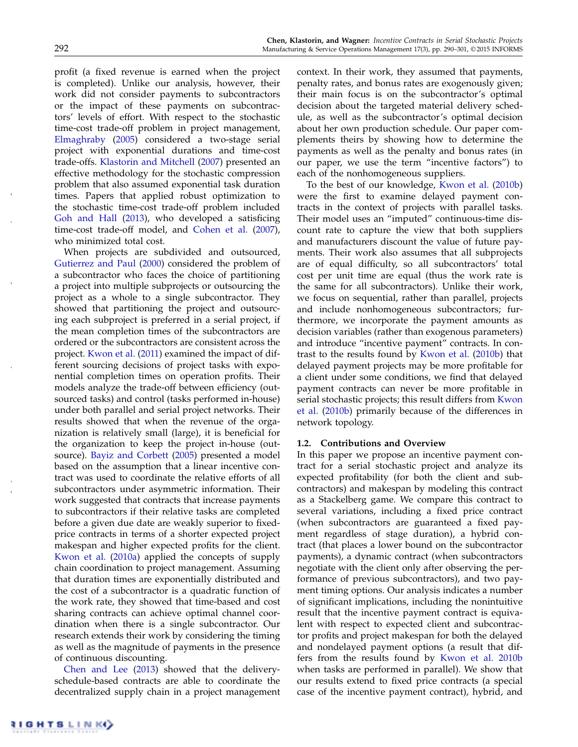profit (a fixed revenue is earned when the project is completed). Unlike our analysis, however, their work did not consider payments to subcontractors or the impact of these payments on subcontractors' levels of effort. With respect to the stochastic time-cost trade-off problem in project management, Elmaghraby (2005) considered a two-stage serial project with exponential durations and time-cost trade-offs. Klastorin and Mitchell (2007) presented an effective methodology for the stochastic compression problem that also assumed exponential task duration times. Papers that applied robust optimization to the stochastic time-cost trade-off problem included Goh and Hall (2013), who developed a satisficing time-cost trade-off model, and Cohen et al. (2007), who minimized total cost.

When projects are subdivided and outsourced, Gutierrez and Paul (2000) considered the problem of a subcontractor who faces the choice of partitioning a project into multiple subprojects or outsourcing the project as a whole to a single subcontractor. They showed that partitioning the project and outsourcing each subproject is preferred in a serial project, if the mean completion times of the subcontractors are ordered or the subcontractors are consistent across the project. Kwon et al. (2011) examined the impact of different sourcing decisions of project tasks with exponential completion times on operation profits. Their models analyze the trade-off between efficiency (outsourced tasks) and control (tasks performed in-house) under both parallel and serial project networks. Their results showed that when the revenue of the organization is relatively small (large), it is beneficial for the organization to keep the project in-house (outsource). Bayiz and Corbett (2005) presented a model based on the assumption that a linear incentive contract was used to coordinate the relative efforts of all subcontractors under asymmetric information. Their work suggested that contracts that increase payments to subcontractors if their relative tasks are completed before a given due date are weakly superior to fixed-price contracts in terms of a shorter expected project makespan and higher expected profits for the client. Kwon et al. (2010a) applied the concepts of supply chain coordination to project management. Assuming that duration times are exponentially distributed and the cost of a subcontractor is a quadratic function of the work rate, they showed that time-based and cost sharing contracts can achieve optimal channel coordination when there is a single subcontractor. Our research extends their work by considering the timing as well as the magnitude of payments in the presence of continuous discounting.

Chen and Lee (2013) showed that the delivery-schedule-based contracts are able to coordinate the decentralized supply chain in a project management context. In their work, they assumed that payments, penalty rates, and bonus rates are exogenously given; their main focus is on the subcontractor's optimal decision about the targeted material delivery schedule, as well as the subcontractor's optimal decision about her own production schedule. Our paper complements theirs by showing how to determine the payments as well as the penalty and bonus rates (in our paper, we use the term "incentive factors") to each of the nonhomogeneous suppliers.

To the best of our knowledge, Kwon et al. (2010b) were the first to examine delayed payment contracts in the context of projects with parallel tasks. Their model uses an "imputed" continuous-time discount rate to capture the view that both suppliers and manufacturers discount the value of future payments. Their work also assumes that all subprojects are of equal difficulty, so all subcontractors' total cost per unit time are equal (thus the work rate is the same for all subcontractors). Unlike their work, we focus on sequential, rather than parallel, projects and include nonhomogeneous subcontractors; furthermore, we incorporate the payment amounts as decision variables (rather than exogenous parameters) and introduce "incentive payment" contracts. In contrast to the results found by Kwon et al. (2010b) that delayed payment projects may be more profitable for a client under some conditions, we find that delayed payment contracts can never be more profitable in serial stochastic projects; this result differs from Kwon et al. (2010b) primarily because of the differences in network topology.

### 1.2. Contributions and Overview

In this paper we propose an incentive payment contract for a serial stochastic project and analyze its expected profitability (for both the client and subcontractors) and makespan by modeling this contract as a Stackelberg game. We compare this contract to several variations, including a fixed price contract (when subcontractors are guaranteed a fixed payment regardless of stage duration), a hybrid contract (that places a lower bound on the subcontractor payments), a dynamic contract (when subcontractors negotiate with the client only after observing the performance of previous subcontractors), and two payment timing options. Our analysis indicates a number of significant implications, including the nonintuitive result that the incentive payment contract is equivalent with respect to expected client and subcontractor profits and project makespan for both the delayed and nondelayed payment options (a result that differs from the results found by Kwon et al. 2010b when tasks are performed in parallel). We show that our results extend to fixed price contracts (a special case of the incentive payment contract), hybrid, and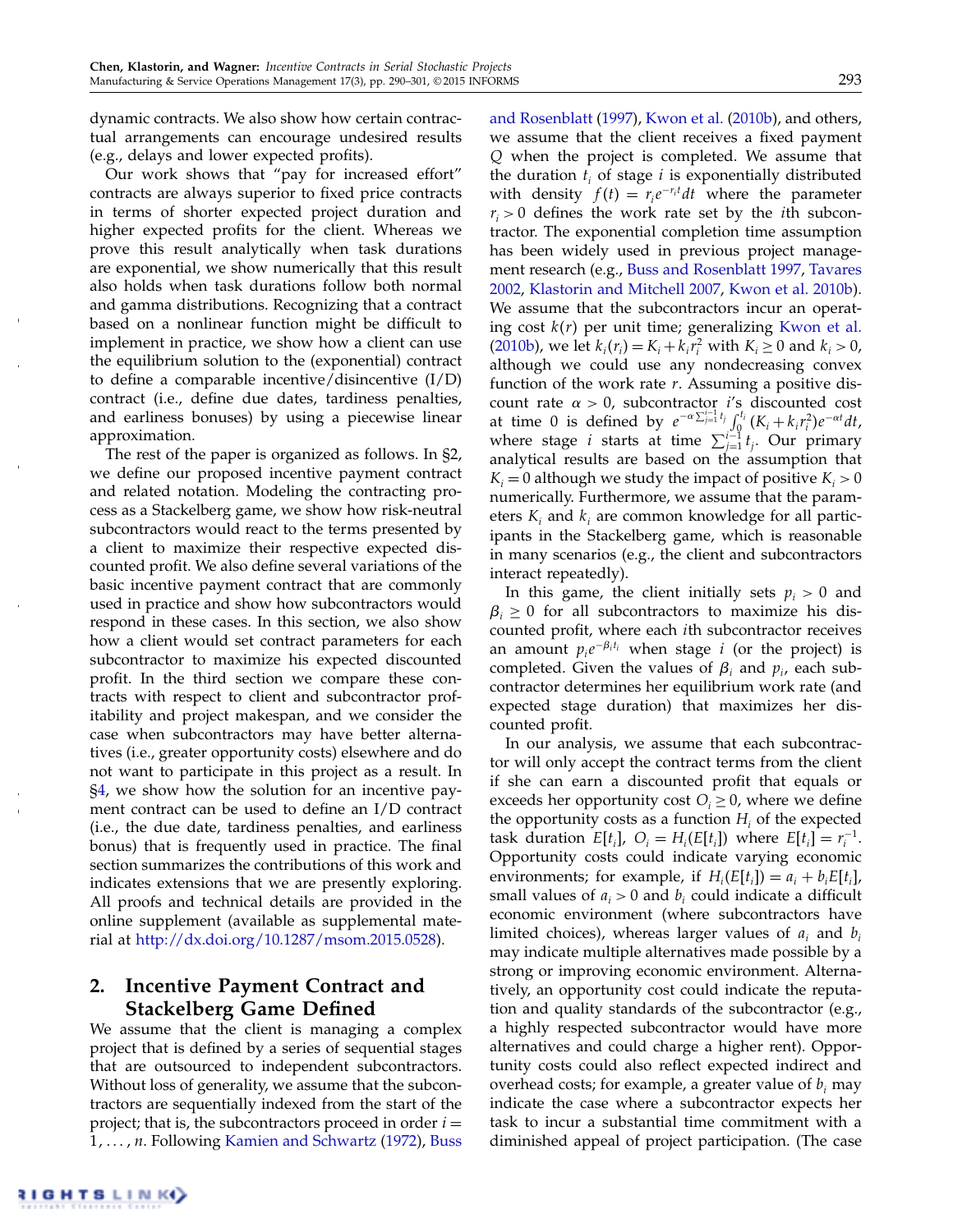dynamic contracts. We also show how certain contractual arrangements can encourage undesired results (e.g., delays and lower expected profits).

Our work shows that "pay for increased effort" contracts are always superior to fixed price contracts in terms of shorter expected project duration and higher expected profits for the client. Whereas we prove this result analytically when task durations are exponential, we show numerically that this result also holds when task durations follow both normal and gamma distributions. Recognizing that a contract based on a nonlinear function might be difficult to implement in practice, we show how a client can use the equilibrium solution to the (exponential) contract to define a comparable incentive/disincentive (I/D) contract (i.e., define due dates, tardiness penalties, and earliness bonuses) by using a piecewise linear approximation.

The rest of the paper is organized as follows. In §2, we define our proposed incentive payment contract and related notation. Modeling the contracting process as a Stackelberg game, we show how risk-neutral subcontractors would react to the terms presented by a client to maximize their respective expected discounted profit. We also define several variations of the basic incentive payment contract that are commonly used in practice and show how subcontractors would respond in these cases. In this section, we also show how a client would set contract parameters for each subcontractor to maximize his expected discounted profit. In the third section we compare these contracts with respect to client and subcontractor profitability and project makespan, and we consider the case when subcontractors may have better alternatives (i.e., greater opportunity costs) elsewhere and do not want to participate in this project as a result. In §4, we show how the solution for an incentive payment contract can be used to define an I/D contract (i.e., the due date, tardiness penalties, and earliness bonus) that is frequently used in practice. The final section summarizes the contributions of this work and indicates extensions that we are presently exploring. All proofs and technical details are provided in the online supplement (available as supplemental material at http://dx.doi.org/10.1287/msom.2015.0528).

## 2. Incentive Payment Contract and Stackelberg Game Defined

We assume that the client is managing a complex project that is defined by a series of sequential stages that are outsourced to independent subcontractors. Without loss of generality, we assume that the subcontractors are sequentially indexed from the start of the project; that is, the subcontractors proceed in order $i = 1, \ldots, n$. Following Kamien and Schwartz (1972), Buss and Rosenblatt (1997), Kwon et al. (2010b), and others, we assume that the client receives a fixed payment $Q$ when the project is completed. We assume that the duration $t_i$ of stage $i$ is exponentially distributed with density $f(t) = r_i e^{-r_i t} dt$ where the parameter $r_i > 0$ defines the work rate set by the $i$th subcontractor. The exponential completion time assumption has been widely used in previous project management research (e.g., Buss and Rosenblatt 1997, Tavares 2002, Klastorin and Mitchell 2007, Kwon et al. 2010b). We assume that the subcontractors incur an operating cost $k(r)$ per unit time; generalizing Kwon et al. (2010b), we let $k_i(r_i) = K_i + k_i r_i^2$ with $K_i \geq 0$ and $k_i > 0$, although we could use any nondecreasing convex function of the work rate $r$. Assuming a positive discount rate $\alpha > 0$, subcontractor $i$'s discounted cost at time 0 is defined by $e^{-\alpha \sum_{j=1}^{i-1} t_j} \int_0^{t_i} (K_i + k_i r_i^2) e^{-\alpha t} dt$, where stage $i$ starts at time $\sum_{j=1}^{i-1} t_j$. Our primary analytical results are based on the assumption that $K_i = 0$ although we study the impact of positive $K_i > 0$ numerically. Furthermore, we assume that the parameters $K_i$ and $k_i$ are common knowledge for all participants in the Stackelberg game, which is reasonable in many scenarios (e.g., the client and subcontractors interact repeatedly).

In this game, the client initially sets $p_i > 0$ and $\beta_i \geq 0$ for all subcontractors to maximize his discounted profit, where each $i$th subcontractor receives an amount $p_i e^{-\beta_i t_i}$ when stage $i$ (or the project) is completed. Given the values of $\beta_i$ and $p_i$, each subcontractor determines her equilibrium work rate (and expected stage duration) that maximizes her discounted profit.

In our analysis, we assume that each subcontractor will only accept the contract terms from the client if she can earn a discounted profit that equals or exceeds her opportunity cost $O_i \geq 0$, where we define the opportunity costs as a function $H_i$ of the expected task duration $E[t_i]$, $O_i = H_i(E[t_i])$ where $E[t_i] = r_i^{-1}$. Opportunity costs could indicate varying economic environments; for example, if $H_i(E[t_i]) = a_i + b_i E[t_i]$, small values of $a_i > 0$ and $b_i$ could indicate a difficult economic environment (where subcontractors have limited choices), whereas larger values of $a_i$ and $b_i$ may indicate multiple alternatives made possible by a strong or improving economic environment. Alternatively, an opportunity cost could indicate the reputation and quality standards of the subcontractor (e.g., a highly respected subcontractor would have more alternatives and could charge a higher rent). Opportunity costs could also reflect expected indirect and overhead costs; for example, a greater value of $b_i$ may indicate the case where a subcontractor expects her task to incur a substantial time commitment with a diminished appeal of project participation. (The case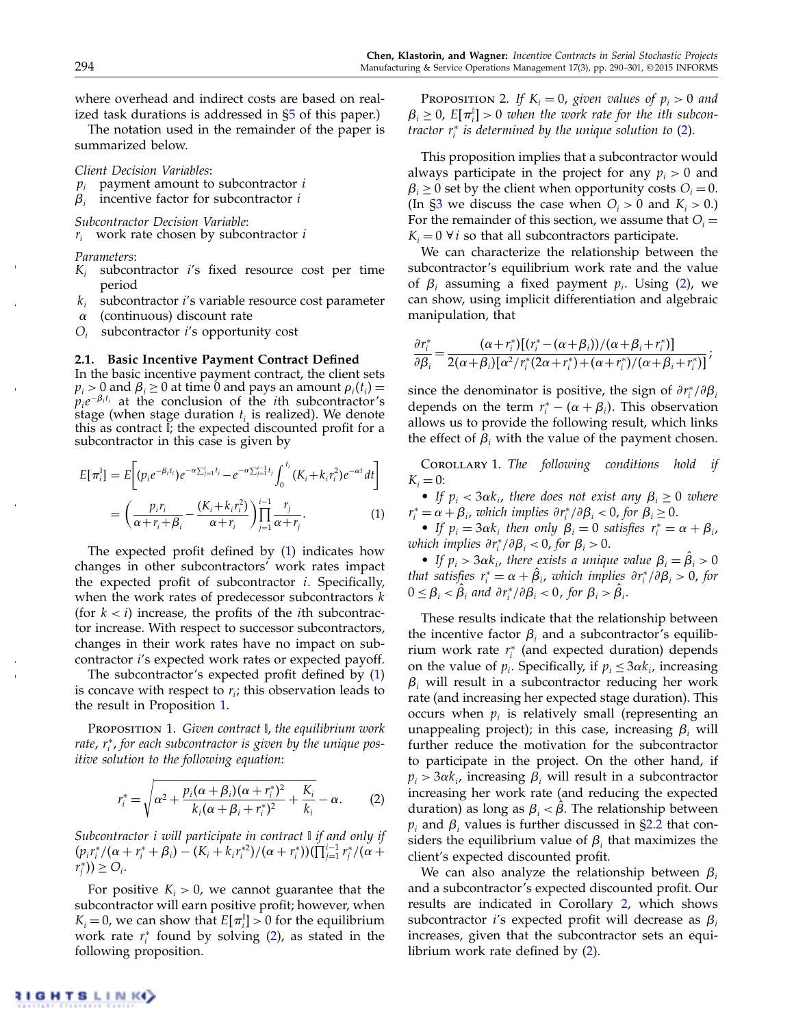where overhead and indirect costs are based on realized task durations is addressed in §5 of this paper.)

The notation used in the remainder of the paper is summarized below.

*Client Decision Variables*:
$p_i$ payment amount to subcontractor $i$
$\beta_i$ incentive factor for subcontractor $i$

*Subcontractor Decision Variable*:
$r_i$ work rate chosen by subcontractor $i$

*Parameters*:
$K_i$ subcontractor $i$'s fixed resource cost per time period
$k_i$ subcontractor $i$'s variable resource cost parameter
$\alpha$ (continuous) discount rate
$O_i$ subcontractor $i$'s opportunity cost

### 2.1. Basic Incentive Payment Contract Defined

In the basic incentive payment contract, the client sets $p_i > 0$ and $\beta_i \geq 0$ at time 0 and pays an amount $\rho_i(t_i) = p_i e^{-\beta_i t_i}$ at the conclusion of the $i$th subcontractor's stage (when stage duration $t_i$ is realized). We denote this as contract $\mathbb{I}$; the expected discounted profit for a subcontractor in this case is given by

$$E[\pi_i^{\mathbb{I}}] = E\left[(p_i e^{-\beta_i t_i}) e^{-\alpha \sum_{j=1}^{i} t_j} - e^{-\alpha \sum_{j=1}^{i-1} t_j} \int_0^{t_i} (K_i + k_i r_i^2) e^{-\alpha t} dt\right]$$
$$= \left(\frac{p_i r_i}{\alpha + r_i + \beta_i} - \frac{(K_i + k_i r_i^2)}{\alpha + r_i}\right) \prod_{j=1}^{i-1} \frac{r_j}{\alpha + r_j}. \quad (1)$$

The expected profit defined by (1) indicates how changes in other subcontractors' work rates impact the expected profit of subcontractor $i$. Specifically, when the work rates of predecessor subcontractors $k$ (for $k < i$) increase, the profits of the $i$th subcontractor increase. With respect to successor subcontractors, changes in their work rates have no impact on subcontractor $i$'s expected work rates or expected payoff.

The subcontractor's expected profit defined by (1) is concave with respect to $r_i$; this observation leads to the result in Proposition 1.

Proposition 1. *Given contract $\mathbb{I}$, the equilibrium work rate, $r_i^*$, for each subcontractor is given by the unique positive solution to the following equation*:

$$r_i^* = \sqrt{\alpha^2 + \frac{p_i(\alpha + \beta_i)(\alpha + r_i^*)^2}{k_i(\alpha + \beta_i + r_i^*)^2} + \frac{K_i}{k_i}} - \alpha. \quad (2)$$

*Subcontractor $i$ will participate in contract $\mathbb{I}$ if and only if* $(p_i r_i^*/(\alpha + r_i^* + \beta_i) - (K_i + k_i r_i^{*2})/(\alpha + r_i^*))(\prod_{j=1}^{i-1} r_j^*/(\alpha + r_j^*)) \geq O_i$.

For positive $K_i > 0$, we cannot guarantee that the subcontractor will earn positive profit; however, when $K_i = 0$, we can show that $E[\pi_i^{\mathbb{I}}] > 0$ for the equilibrium work rate $r_i^*$ found by solving (2), as stated in the following proposition.

Proposition 2. *If $K_i = 0$, given values of $p_i > 0$ and $\beta_i \geq 0$, $E[\pi_i^{\mathbb{I}}] > 0$ when the work rate for the $i$th subcontractor $r_i^*$ is determined by the unique solution to* (2).

This proposition implies that a subcontractor would always participate in the project for any $p_i > 0$ and $\beta_i \geq 0$ set by the client when opportunity costs $O_i = 0$. (In §3 we discuss the case when $O_i > 0$ and $K_i > 0$.) For the remainder of this section, we assume that $O_i = K_i = 0 \; \forall \, i$ so that all subcontractors participate.

We can characterize the relationship between the subcontractor's equilibrium work rate and the value of $\beta_i$ assuming a fixed payment $p_i$. Using (2), we can show, using implicit differentiation and algebraic manipulation, that

$$\frac{\partial r_i^*}{\partial \beta_i} = \frac{(\alpha + r_i^*)[(r_i^* - (\alpha + \beta_i))/(\alpha + \beta_i + r_i^*)]}{2(\alpha + \beta_i)[\alpha^2/r_i^*(2\alpha + r_i^*) + (\alpha + r_i^*)/(\alpha + \beta_i + r_i^*)]};$$

since the denominator is positive, the sign of $\partial r_i^*/\partial \beta_i$ depends on the term $r_i^* - (\alpha + \beta_i)$. This observation allows us to provide the following result, which links the effect of $\beta_i$ with the value of the payment chosen.

Corollary 1. *The following conditions hold if* $K_i = 0$:
- *If $p_i < 3\alpha k_i$, there does not exist any $\beta_i \geq 0$ where $r_i^* = \alpha + \beta_i$, which implies $\partial r_i^*/\partial \beta_i < 0$, for $\beta_i \geq 0$.*
- *If $p_i = 3\alpha k_i$ then only $\beta_i = 0$ satisfies $r_i^* = \alpha + \beta_i$, which implies $\partial r_i^*/\partial \beta_i < 0$, for $\beta_i > 0$.*
- *If $p_i > 3\alpha k_i$, there exists a unique value $\beta_i = \hat{\beta}_i > 0$ that satisfies $r_i^* = \alpha + \hat{\beta}_i$, which implies $\partial r_i^*/\partial \beta_i > 0$, for $0 \leq \beta_i < \hat{\beta}_i$ and $\partial r_i^*/\partial \beta_i < 0$, for $\beta_i > \hat{\beta}_i$.*

These results indicate that the relationship between the incentive factor $\beta_i$ and a subcontractor's equilibrium work rate $r_i^*$ (and expected duration) depends on the value of $p_i$. Specifically, if $p_i \leq 3\alpha k_i$, increasing $\beta_i$ will result in a subcontractor reducing her work rate (and increasing her expected stage duration). This occurs when $p_i$ is relatively small (representing an unappealing project); in this case, increasing $\beta_i$ will further reduce the motivation for the subcontractor to participate in the project. On the other hand, if $p_i > 3\alpha k_i$, increasing $\beta_i$ will result in a subcontractor increasing her work rate (and reducing the expected duration) as long as $\beta_i < \hat{\beta}$. The relationship between $p_i$ and $\beta_i$ values is further discussed in §2.2 that considers the equilibrium value of $\beta_i$ that maximizes the client's expected discounted profit.

We can also analyze the relationship between $\beta_i$ and a subcontractor's expected discounted profit. Our results are indicated in Corollary 2, which shows subcontractor $i$'s expected profit will decrease as $\beta_i$ increases, given that the subcontractor sets an equilibrium work rate defined by (2).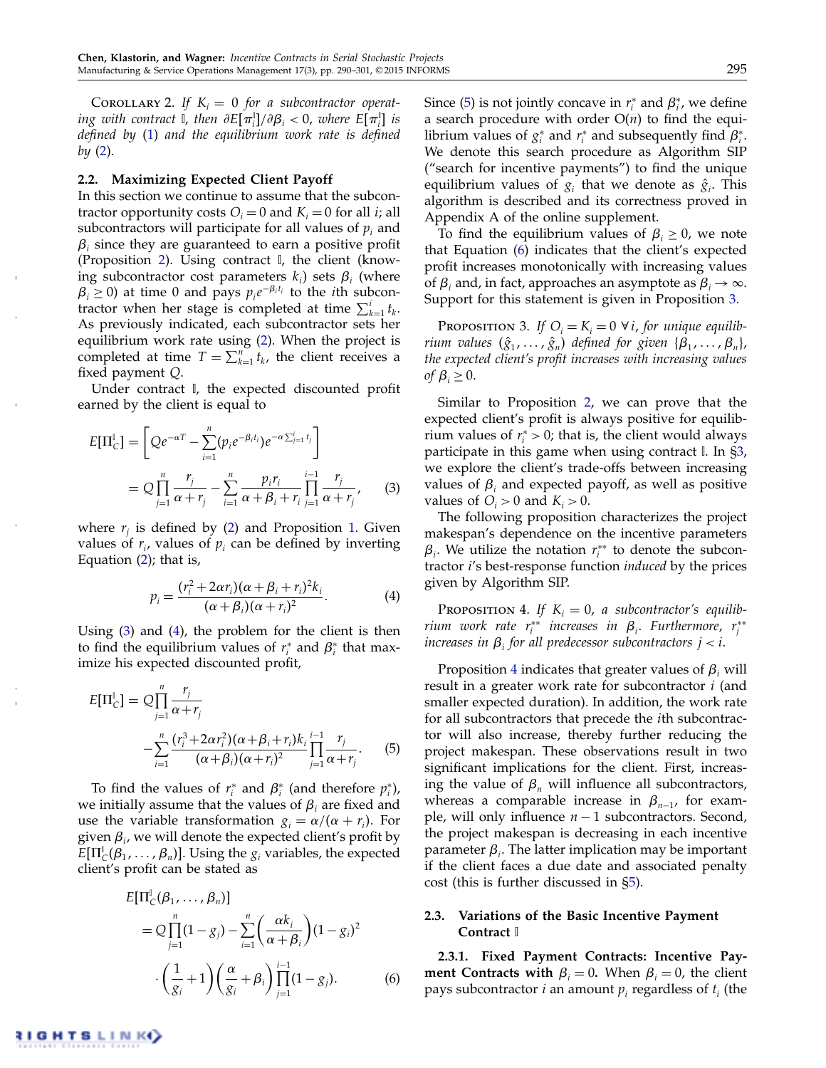**Corollary 2.** *If $K_i = 0$ for a subcontractor operating with contract $\mathbb{I}$, then $\partial E[\pi_i^{\mathbb{I}}]/\partial \beta_i < 0$, where $E[\pi_i^{\mathbb{I}}]$ is defined by (1) and the equilibrium work rate is defined by (2).*

### 2.2. Maximizing Expected Client Payoff

In this section we continue to assume that the subcontractor opportunity costs $O_i = 0$ and $K_i = 0$ for all $i$; all subcontractors will participate for all values of $p_i$ and $\beta_i$ since they are guaranteed to earn a positive profit (Proposition 2). Using contract $\mathbb{I}$, the client (knowing subcontractor cost parameters $k_i$) sets $\beta_i$ (where $\beta_i \geq 0$) at time 0 and pays $p_i e^{-\beta_i t_i}$ to the $i$th subcontractor when her stage is completed at time $\sum_{k=1}^{i} t_k$. As previously indicated, each subcontractor sets her equilibrium work rate using (2). When the project is completed at time $T = \sum_{k=1}^{n} t_k$, the client receives a fixed payment $Q$.

Under contract $\mathbb{I}$, the expected discounted profit earned by the client is equal to

$$E[\Pi_C^{\mathbb{I}}] = \left[ Q e^{-\alpha T} - \sum_{i=1}^{n} (p_i e^{-\beta_i t_i}) e^{-\alpha \sum_{j=1}^{i} t_j} \right]$$

$$= Q \prod_{j=1}^{n} \frac{r_j}{\alpha + r_j} - \sum_{i=1}^{n} \frac{p_i r_i}{\alpha + \beta_i + r_i} \prod_{j=1}^{i-1} \frac{r_j}{\alpha + r_j}, \tag{3}$$

where $r_j$ is defined by (2) and Proposition 1. Given values of $r_i$, values of $p_i$ can be defined by inverting Equation (2); that is,

$$p_i = \frac{(r_i^2 + 2\alpha r_i)(\alpha + \beta_i + r_i)^2 k_i}{(\alpha + \beta_i)(\alpha + r_i)^2}. \tag{4}$$

Using (3) and (4), the problem for the client is then to find the equilibrium values of $r_i^*$ and $\beta_i^*$ that maximize his expected discounted profit,

$$E[\Pi_C^{\mathbb{I}}] = Q \prod_{j=1}^{n} \frac{r_j}{\alpha + r_j} - \sum_{i=1}^{n} \frac{(r_i^3 + 2\alpha r_i^2)(\alpha + \beta_i + r_i) k_i}{(\alpha + \beta_i)(\alpha + r_i)^2} \prod_{j=1}^{i-1} \frac{r_j}{\alpha + r_j}. \tag{5}$$

To find the values of $r_i^*$ and $\beta_i^*$ (and therefore $p_i^*$), we initially assume that the values of $\beta_i$ are fixed and use the variable transformation $g_i = \alpha/(\alpha + r_i)$. For given $\beta_i$, we will denote the expected client's profit by $E[\Pi_C^{\mathbb{I}}(\beta_1, \ldots, \beta_n)]$. Using the $g_i$ variables, the expected client's profit can be stated as

$$E[\Pi_C^{\mathbb{I}}(\beta_1, \ldots, \beta_n)] = Q \prod_{j=1}^{n} (1 - g_j) - \sum_{i=1}^{n} \left( \frac{\alpha k_i}{\alpha + \beta_i} \right) (1 - g_i)^2 \cdot \left( \frac{1}{g_i} + 1 \right) \left( \frac{\alpha}{g_i} + \beta_i \right) \prod_{j=1}^{i-1} (1 - g_j). \tag{6}$$

Since (5) is not jointly concave in $r_i^*$ and $\beta_i^*$, we define a search procedure with order $O(n)$ to find the equilibrium values of $g_i^*$ and $r_i^*$ and subsequently find $\beta_i^*$. We denote this search procedure as Algorithm SIP ("search for incentive payments") to find the unique equilibrium values of $g_i$ that we denote as $\hat{g}_i$. This algorithm is described and its correctness proved in Appendix A of the online supplement.

To find the equilibrium values of $\beta_i \geq 0$, we note that Equation (6) indicates that the client's expected profit increases monotonically with increasing values of $\beta_i$ and, in fact, approaches an asymptote as $\beta_i \to \infty$. Support for this statement is given in Proposition 3.

**Proposition 3.** *If $O_i = K_i = 0$ $\forall\, i$, for unique equilibrium values $(\hat{g}_1, \ldots, \hat{g}_n)$ defined for given $\{\beta_1, \ldots, \beta_n\}$, the expected client's profit increases with increasing values of $\beta_i \geq 0$.*

Similar to Proposition 2, we can prove that the expected client's profit is always positive for equilibrium values of $r_i^* > 0$; that is, the client would always participate in this game when using contract $\mathbb{I}$. In §3, we explore the client's trade-offs between increasing values of $\beta_i$ and expected payoff, as well as positive values of $O_i > 0$ and $K_i > 0$.

The following proposition characterizes the project makespan's dependence on the incentive parameters $\beta_i$. We utilize the notation $r_i^{**}$ to denote the subcontractor $i$'s best-response function *induced* by the prices given by Algorithm SIP.

**Proposition 4.** *If $K_i = 0$, a subcontractor's equilibrium work rate $r_i^{**}$ increases in $\beta_i$. Furthermore, $r_j^{**}$ increases in $\beta_i$ for all predecessor subcontractors $j < i$.*

Proposition 4 indicates that greater values of $\beta_i$ will result in a greater work rate for subcontractor $i$ (and smaller expected duration). In addition, the work rate for all subcontractors that precede the $i$th subcontractor will also increase, thereby further reducing the project makespan. These observations result in two significant implications for the client. First, increasing the value of $\beta_n$ will influence all subcontractors, whereas a comparable increase in $\beta_{n-1}$, for example, will only influence $n-1$ subcontractors. Second, the project makespan is decreasing in each incentive parameter $\beta_i$. The latter implication may be important if the client faces a due date and associated penalty cost (this is further discussed in §5).

### 2.3. Variations of the Basic Incentive Payment Contract $\mathbb{I}$

#### 2.3.1. Fixed Payment Contracts: Incentive Payment Contracts with $\beta_i = 0$.

When $\beta_i = 0$, the client pays subcontractor $i$ an amount $p_i$ regardless of $t_i$ (the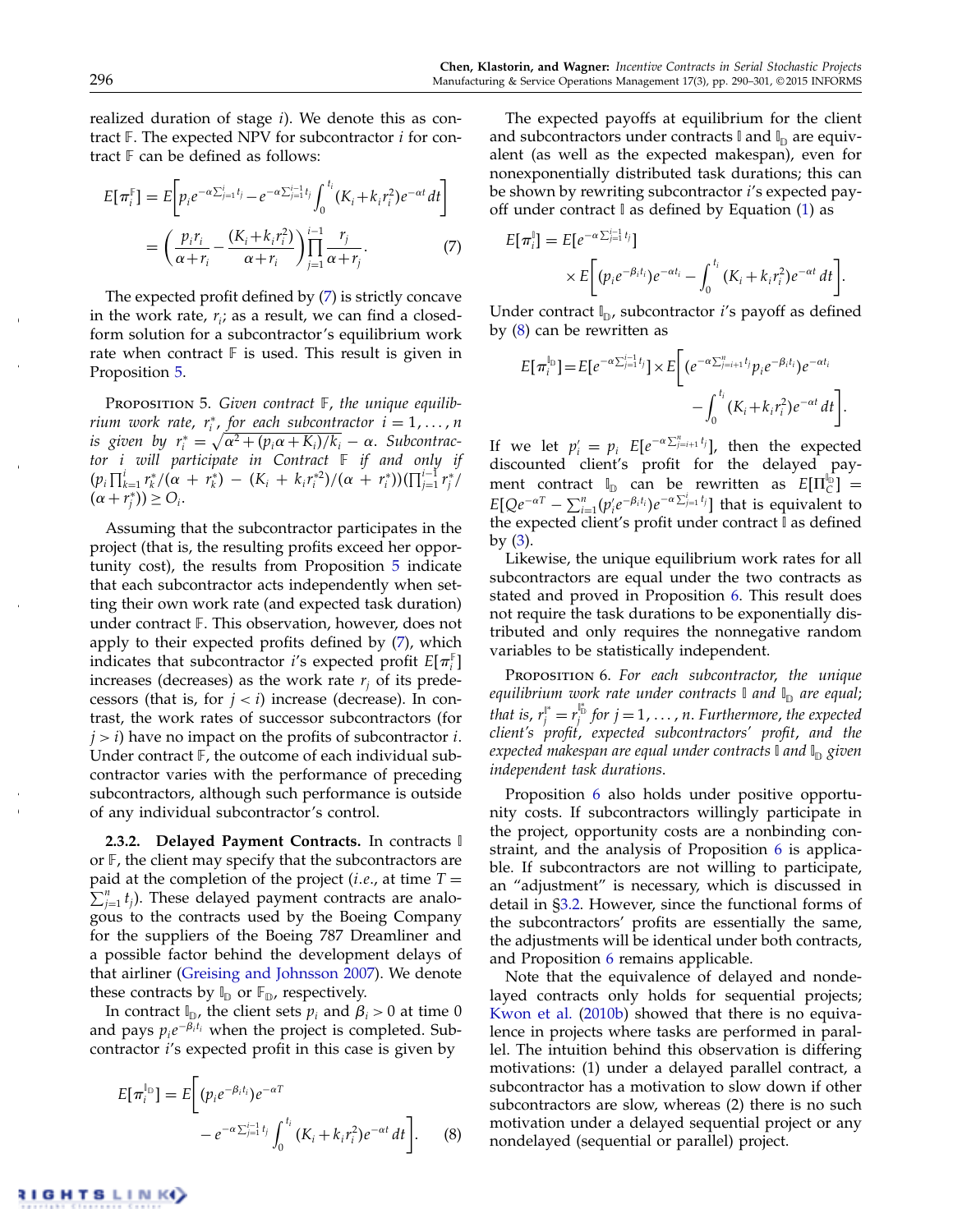realized duration of stage $i$). We denote this as contract $\mathbb{F}$. The expected NPV for subcontractor $i$ for contract $\mathbb{F}$ can be defined as follows:

$$E[\pi_i^{\mathbb{F}}] = E\left[p_i e^{-\alpha\sum_{j=1}^{i} t_j} - e^{-\alpha\sum_{j=1}^{i-1} t_j}\int_0^{t_i}(K_i + k_i r_i^2)e^{-\alpha t}\,dt\right]$$
$$= \left(\frac{p_i r_i}{\alpha + r_i} - \frac{(K_i + k_i r_i^2)}{\alpha + r_i}\right)\prod_{j=1}^{i-1}\frac{r_j}{\alpha + r_j}. \tag{7}$$

The expected profit defined by (7) is strictly concave in the work rate, $r_i$; as a result, we can find a closed-form solution for a subcontractor's equilibrium work rate when contract $\mathbb{F}$ is used. This result is given in Proposition 5.

Proposition 5. *Given contract $\mathbb{F}$, the unique equilibrium work rate, $r_i^*$, for each subcontractor $i = 1, \ldots, n$ is given by $r_i^* = \sqrt{\alpha^2 + (p_i\alpha + K_i)/k_i} - \alpha$. Subcontractor $i$ will participate in Contract $\mathbb{F}$ if and only if $(p_i\prod_{k=1}^{i} r_k^*/(\alpha + r_k^*) - (K_i + k_i r_i^{*2})/(\alpha + r_i^*))(\prod_{j=1}^{i-1} r_j^*/(\alpha + r_j^*)) \geq O_i$.*

Assuming that the subcontractor participates in the project (that is, the resulting profits exceed her opportunity cost), the results from Proposition 5 indicate that each subcontractor acts independently when setting their own work rate (and expected task duration) under contract $\mathbb{F}$. This observation, however, does not apply to their expected profits defined by (7), which indicates that subcontractor $i$'s expected profit $E[\pi_i^{\mathbb{F}}]$ increases (decreases) as the work rate $r_j$ of its predecessors (that is, for $j < i$) increase (decrease). In contrast, the work rates of successor subcontractors (for $j > i$) have no impact on the profits of subcontractor $i$. Under contract $\mathbb{F}$, the outcome of each individual subcontractor varies with the performance of preceding subcontractors, although such performance is outside of any individual subcontractor's control.

**2.3.2. Delayed Payment Contracts.** In contracts $\mathbb{I}$ or $\mathbb{F}$, the client may specify that the subcontractors are paid at the completion of the project (*i.e.*, at time $T = \sum_{j=1}^{n} t_j$). These delayed payment contracts are analogous to the contracts used by the Boeing Company for the suppliers of the Boeing 787 Dreamliner and a possible factor behind the development delays of that airliner (Greising and Johnsson 2007). We denote these contracts by $\mathbb{I}_{\mathbb{D}}$ or $\mathbb{F}_{\mathbb{D}}$, respectively.

In contract $\mathbb{I}_{\mathbb{D}}$, the client sets $p_i$ and $\beta_i > 0$ at time 0 and pays $p_i e^{-\beta_i t_i}$ when the project is completed. Subcontractor $i$'s expected profit in this case is given by

$$E[\pi_i^{\mathbb{I}_{\mathbb{D}}}] = E\left[(p_i e^{-\beta_i t_i})e^{-\alpha T} - e^{-\alpha\sum_{j=1}^{i-1} t_j}\int_0^{t_i}(K_i + k_i r_i^2)e^{-\alpha t}\,dt\right]. \tag{8}$$

The expected payoffs at equilibrium for the client and subcontractors under contracts $\mathbb{I}$ and $\mathbb{I}_{\mathbb{D}}$ are equivalent (as well as the expected makespan), even for nonexponentially distributed task durations; this can be shown by rewriting subcontractor $i$'s expected payoff under contract $\mathbb{I}$ as defined by Equation (1) as

$$E[\pi_i^{\mathbb{I}}] = E[e^{-\alpha\sum_{j=1}^{i-1} t_j}] \times E\left[(p_i e^{-\beta_i t_i})e^{-\alpha t_i} - \int_0^{t_i}(K_i + k_i r_i^2)e^{-\alpha t}\,dt\right].$$

Under contract $\mathbb{I}_{\mathbb{D}}$, subcontractor $i$'s payoff as defined by (8) can be rewritten as

$$E[\pi_i^{\mathbb{I}_{\mathbb{D}}}] = E[e^{-\alpha\sum_{j=1}^{i-1} t_j}] \times E\left[(e^{-\alpha\sum_{j=i+1}^{n} t_j} p_i e^{-\beta_i t_i})e^{-\alpha t_i} - \int_0^{t_i}(K_i + k_i r_i^2)e^{-\alpha t}\,dt\right].$$

If we let $p_i' = p_i\ E[e^{-\alpha\sum_{j=i+1}^{n} t_j}]$, then the expected discounted client's profit for the delayed payment contract $\mathbb{I}_{\mathbb{D}}$ can be rewritten as $E[\Pi_C^{\mathbb{I}_{\mathbb{D}}}] = E[Qe^{-\alpha T} - \sum_{i=1}^{n}(p_i' e^{-\beta_i t_i})e^{-\alpha\sum_{j=1}^{i} t_j}]$ that is equivalent to the expected client's profit under contract $\mathbb{I}$ as defined by (3).

Likewise, the unique equilibrium work rates for all subcontractors are equal under the two contracts as stated and proved in Proposition 6. This result does not require the task durations to be exponentially distributed and only requires the nonnegative random variables to be statistically independent.

Proposition 6. *For each subcontractor, the unique equilibrium work rate under contracts $\mathbb{I}$ and $\mathbb{I}_{\mathbb{D}}$ are equal; that is, $r_j^{\mathbb{I}*} = r_j^{\mathbb{I}_{\mathbb{D}}*}$ for $j = 1, \ldots, n$. Furthermore, the expected client's profit, expected subcontractors' profit, and the expected makespan are equal under contracts $\mathbb{I}$ and $\mathbb{I}_{\mathbb{D}}$ given independent task durations.*

Proposition 6 also holds under positive opportunity costs. If subcontractors willingly participate in the project, opportunity costs are a nonbinding constraint, and the analysis of Proposition 6 is applicable. If subcontractors are not willing to participate, an "adjustment" is necessary, which is discussed in detail in §3.2. However, since the functional forms of the subcontractors' profits are essentially the same, the adjustments will be identical under both contracts, and Proposition 6 remains applicable.

Note that the equivalence of delayed and nondelayed contracts only holds for sequential projects; Kwon et al. (2010b) showed that there is no equivalence in projects where tasks are performed in parallel. The intuition behind this observation is differing motivations: (1) under a delayed parallel contract, a subcontractor has a motivation to slow down if other subcontractors are slow, whereas (2) there is no such motivation under a delayed sequential project or any nondelayed (sequential or parallel) project.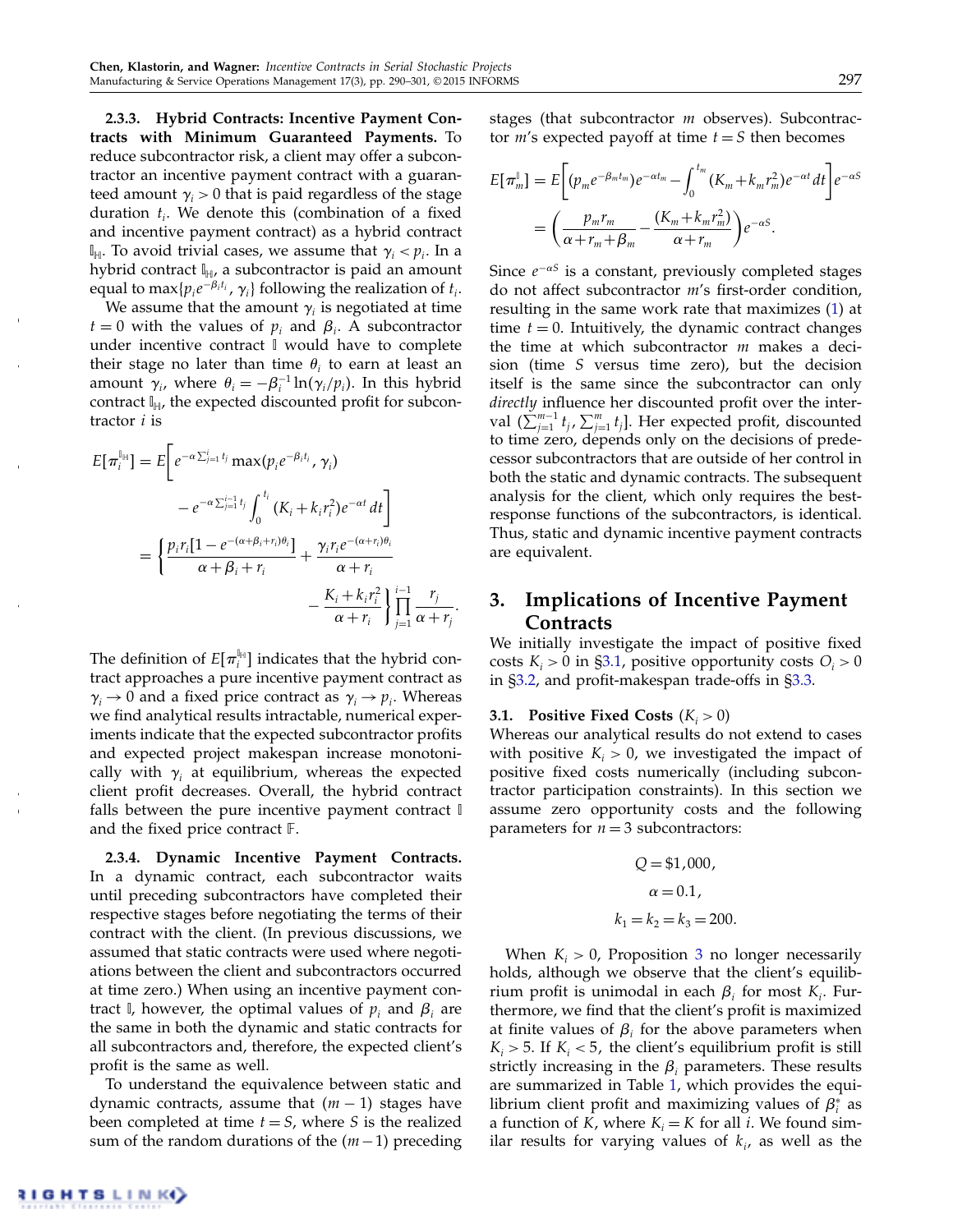#### 2.3.3. Hybrid Contracts: Incentive Payment Contracts with Minimum Guaranteed Payments.

To reduce subcontractor risk, a client may offer a subcontractor an incentive payment contract with a guaranteed amount $\gamma_i > 0$ that is paid regardless of the stage duration $t_i$. We denote this (combination of a fixed and incentive payment contract) as a hybrid contract $\mathbb{I}_{\mathbb{H}}$. To avoid trivial cases, we assume that $\gamma_i < p_i$. In a hybrid contract $\mathbb{I}_{\mathbb{H}}$, a subcontractor is paid an amount equal to $\max\{p_i e^{-\beta_i t_i}, \gamma_i\}$ following the realization of $t_i$.

We assume that the amount $\gamma_i$ is negotiated at time $t = 0$ with the values of $p_i$ and $\beta_i$. A subcontractor under incentive contract $\mathbb{I}$ would have to complete their stage no later than time $\theta_i$ to earn at least an amount $\gamma_i$, where $\theta_i = -\beta_i^{-1}\ln(\gamma_i/p_i)$. In this hybrid contract $\mathbb{I}_{\mathbb{H}}$, the expected discounted profit for subcontractor $i$ is

$$
\begin{aligned}
E[\pi_i^{\mathbb{I}_{\mathbb{H}}}] &= E\bigg[e^{-\alpha\sum_{j=1}^{i} t_j}\max(p_i e^{-\beta_i t_i}, \gamma_i) \\
&\qquad - e^{-\alpha\sum_{j=1}^{i-1} t_j}\int_0^{t_i}(K_i + k_i r_i^2)e^{-\alpha t}\,dt\bigg] \\
&= \bigg\{\frac{p_i r_i[1 - e^{-(\alpha+\beta_i+r_i)\theta_i}]}{\alpha+\beta_i+r_i} + \frac{\gamma_i r_i e^{-(\alpha+r_i)\theta_i}}{\alpha+r_i} \\
&\qquad - \frac{K_i + k_i r_i^2}{\alpha+r_i}\bigg\}\prod_{j=1}^{i-1}\frac{r_j}{\alpha+r_j}.
\end{aligned}
$$

The definition of $E[\pi_i^{\mathbb{I}_{\mathbb{H}}}]$ indicates that the hybrid contract approaches a pure incentive payment contract as $\gamma_i \to 0$ and a fixed price contract as $\gamma_i \to p_i$. Whereas we find analytical results intractable, numerical experiments indicate that the expected subcontractor profits and expected project makespan increase monotonically with $\gamma_i$ at equilibrium, whereas the expected client profit decreases. Overall, the hybrid contract falls between the pure incentive payment contract $\mathbb{I}$ and the fixed price contract $\mathbb{F}$.

#### 2.3.4. Dynamic Incentive Payment Contracts.

In a dynamic contract, each subcontractor waits until preceding subcontractors have completed their respective stages before negotiating the terms of their contract with the client. (In previous discussions, we assumed that static contracts were used where negotiations between the client and subcontractors occurred at time zero.) When using an incentive payment contract $\mathbb{I}$, however, the optimal values of $p_i$ and $\beta_i$ are the same in both the dynamic and static contracts for all subcontractors and, therefore, the expected client's profit is the same as well.

To understand the equivalence between static and dynamic contracts, assume that $(m-1)$ stages have been completed at time $t = S$, where $S$ is the realized sum of the random durations of the $(m-1)$ preceding stages (that subcontractor $m$ observes). Subcontractor $m$'s expected payoff at time $t = S$ then becomes

$$
\begin{aligned}
E[\pi_m^{\mathbb{I}}] &= E\bigg[(p_m e^{-\beta_m t_m})e^{-\alpha t_m} - \int_0^{t_m}(K_m + k_m r_m^2)e^{-\alpha t}\,dt\bigg]e^{-\alpha S} \\
&= \bigg(\frac{p_m r_m}{\alpha+r_m+\beta_m} - \frac{(K_m + k_m r_m^2)}{\alpha+r_m}\bigg)e^{-\alpha S}.
\end{aligned}
$$

Since $e^{-\alpha S}$ is a constant, previously completed stages do not affect subcontractor $m$'s first-order condition, resulting in the same work rate that maximizes (1) at time $t = 0$. Intuitively, the dynamic contract changes the time at which subcontractor $m$ makes a decision (time $S$ versus time zero), but the decision itself is the same since the subcontractor can only *directly* influence her discounted profit over the interval $(\sum_{j=1}^{m-1} t_j, \sum_{j=1}^{m} t_j]$. Her expected profit, discounted to time zero, depends only on the decisions of predecessor subcontractors that are outside of her control in both the static and dynamic contracts. The subsequent analysis for the client, which only requires the best-response functions of the subcontractors, is identical. Thus, static and dynamic incentive payment contracts are equivalent.

## 3. Implications of Incentive Payment Contracts

We initially investigate the impact of positive fixed costs $K_i > 0$ in §3.1, positive opportunity costs $O_i > 0$ in §3.2, and profit-makespan trade-offs in §3.3.

### 3.1. Positive Fixed Costs ($K_i > 0$)

Whereas our analytical results do not extend to cases with positive $K_i > 0$, we investigated the impact of positive fixed costs numerically (including subcontractor participation constraints). In this section we assume zero opportunity costs and the following parameters for $n = 3$ subcontractors:

$$Q = \$1{,}000,$$

$$\alpha = 0.1,$$

$$k_1 = k_2 = k_3 = 200.$$

When $K_i > 0$, Proposition 3 no longer necessarily holds, although we observe that the client's equilibrium profit is unimodal in each $\beta_i$ for most $K_i$. Furthermore, we find that the client's profit is maximized at finite values of $\beta_i$ for the above parameters when $K_i > 5$. If $K_i < 5$, the client's equilibrium profit is still strictly increasing in the $\beta_i$ parameters. These results are summarized in Table 1, which provides the equilibrium client profit and maximizing values of $\beta_i^*$ as a function of $K$, where $K_i = K$ for all $i$. We found similar results for varying values of $k_i$, as well as the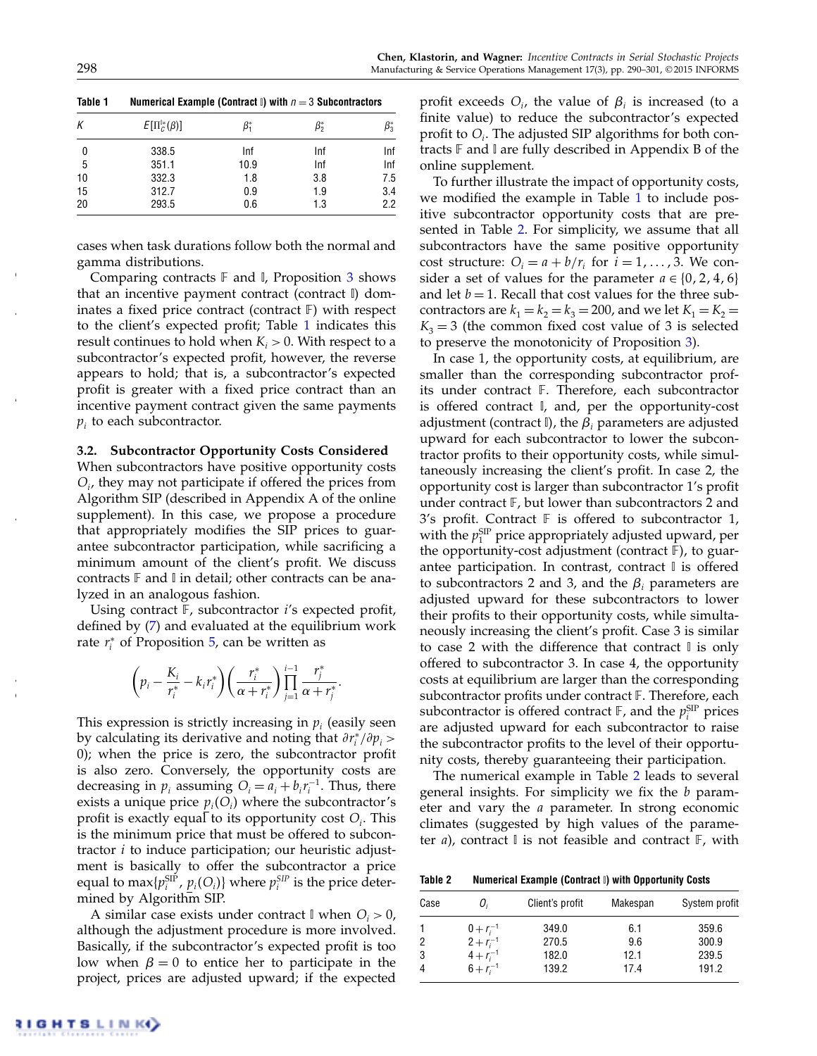**Table 1** Numerical Example (Contract $\mathbb{I}$) with $n = 3$ Subcontractors

| $K$ | $E[\Pi_C^{\mathbb{I}*}(\beta)]$ | $\beta_1^*$ | $\beta_2^*$ | $\beta_3^*$ |
|---|---|---|---|---|
| 0 | 338.5 | Inf | Inf | Inf |
| 5 | 351.1 | 10.9 | Inf | Inf |
| 10 | 332.3 | 1.8 | 3.8 | 7.5 |
| 15 | 312.7 | 0.9 | 1.9 | 3.4 |
| 20 | 293.5 | 0.6 | 1.3 | 2.2 |

cases when task durations follow both the normal and gamma distributions.

Comparing contracts $\mathbb{F}$ and $\mathbb{I}$, Proposition 3 shows that an incentive payment contract (contract $\mathbb{I}$) dominates a fixed price contract (contract $\mathbb{F}$) with respect to the client's expected profit; Table 1 indicates this result continues to hold when $K_i > 0$. With respect to a subcontractor's expected profit, however, the reverse appears to hold; that is, a subcontractor's expected profit is greater with a fixed price contract than an incentive payment contract given the same payments $p_i$ to each subcontractor.

### 3.2. Subcontractor Opportunity Costs Considered

When subcontractors have positive opportunity costs $O_i$, they may not participate if offered the prices from Algorithm SIP (described in Appendix A of the online supplement). In this case, we propose a procedure that appropriately modifies the SIP prices to guarantee subcontractor participation, while sacrificing a minimum amount of the client's profit. We discuss contracts $\mathbb{F}$ and $\mathbb{I}$ in detail; other contracts can be analyzed in an analogous fashion.

Using contract $\mathbb{F}$, subcontractor $i$'s expected profit, defined by (7) and evaluated at the equilibrium work rate $r_i^*$ of Proposition 5, can be written as

$$\left(p_i - \frac{K_i}{r_i^*} - k_i r_i^*\right)\left(\frac{r_i^*}{\alpha + r_i^*}\right)\prod_{j=1}^{i-1}\frac{r_j^*}{\alpha + r_j^*}.$$

This expression is strictly increasing in $p_i$ (easily seen by calculating its derivative and noting that $\partial r_i^*/\partial p_i > 0$); when the price is zero, the subcontractor profit is also zero. Conversely, the opportunity costs are decreasing in $p_i$ assuming $O_i = a_i + b_i r_i^{-1}$. Thus, there exists a unique price $\underline{p}_i(O_i)$ where the subcontractor's profit is exactly equal to its opportunity cost $O_i$. This is the minimum price that must be offered to subcontractor $i$ to induce participation; our heuristic adjustment is basically to offer the subcontractor a price equal to $\max\{p_i^{\text{SIP}}, \underline{p}_i(O_i)\}$ where $p_i^{SIP}$ is the price determined by Algorithm SIP.

A similar case exists under contract $\mathbb{I}$ when $O_i > 0$, although the adjustment procedure is more involved. Basically, if the subcontractor's expected profit is too low when $\beta = 0$ to entice her to participate in the project, prices are adjusted upward; if the expected profit exceeds $O_i$, the value of $\beta_i$ is increased (to a finite value) to reduce the subcontractor's expected profit to $O_i$. The adjusted SIP algorithms for both contracts $\mathbb{F}$ and $\mathbb{I}$ are fully described in Appendix B of the online supplement.

To further illustrate the impact of opportunity costs, we modified the example in Table 1 to include positive subcontractor opportunity costs that are presented in Table 2. For simplicity, we assume that all subcontractors have the same positive opportunity cost structure: $O_i = a + b/r_i$ for $i = 1, \ldots, 3$. We consider a set of values for the parameter $a \in \{0, 2, 4, 6\}$ and let $b = 1$. Recall that cost values for the three subcontractors are $k_1 = k_2 = k_3 = 200$, and we let $K_1 = K_2 = K_3 = 3$ (the common fixed cost value of 3 is selected to preserve the monotonicity of Proposition 3).

In case 1, the opportunity costs, at equilibrium, are smaller than the corresponding subcontractor profits under contract $\mathbb{F}$. Therefore, each subcontractor is offered contract $\mathbb{I}$, and, per the opportunity-cost adjustment (contract $\mathbb{I}$), the $\beta_i$ parameters are adjusted upward for each subcontractor to lower the subcontractor profits to their opportunity costs, while simultaneously increasing the client's profit. In case 2, the opportunity cost is larger than subcontractor 1's profit under contract $\mathbb{F}$, but lower than subcontractors 2 and 3's profit. Contract $\mathbb{F}$ is offered to subcontractor 1, with the $p_1^{\text{SIP}}$ price appropriately adjusted upward, per the opportunity-cost adjustment (contract $\mathbb{F}$), to guarantee participation. In contrast, contract $\mathbb{I}$ is offered to subcontractors 2 and 3, and the $\beta_i$ parameters are adjusted upward for these subcontractors to lower their profits to their opportunity costs, while simultaneously increasing the client's profit. Case 3 is similar to case 2 with the difference that contract $\mathbb{I}$ is only offered to subcontractor 3. In case 4, the opportunity costs at equilibrium are larger than the corresponding subcontractor profits under contract $\mathbb{F}$. Therefore, each subcontractor is offered contract $\mathbb{F}$, and the $p_i^{\text{SIP}}$ prices are adjusted upward for each subcontractor to raise the subcontractor profits to the level of their opportunity costs, thereby guaranteeing their participation.

The numerical example in Table 2 leads to several general insights. For simplicity we fix the $b$ parameter and vary the $a$ parameter. In strong economic climates (suggested by high values of the parameter $a$), contract $\mathbb{I}$ is not feasible and contract $\mathbb{F}$, with

**Table 2** Numerical Example (Contract $\mathbb{I}$) with Opportunity Costs

| Case | $O_i$ | Client's profit | Makespan | System profit |
|---|---|---|---|---|
| 1 | $0 + r_i^{-1}$ | 349.0 | 6.1 | 359.6 |
| 2 | $2 + r_i^{-1}$ | 270.5 | 9.6 | 300.9 |
| 3 | $4 + r_i^{-1}$ | 182.0 | 12.1 | 239.5 |
| 4 | $6 + r_i^{-1}$ | 139.2 | 17.4 | 191.2 |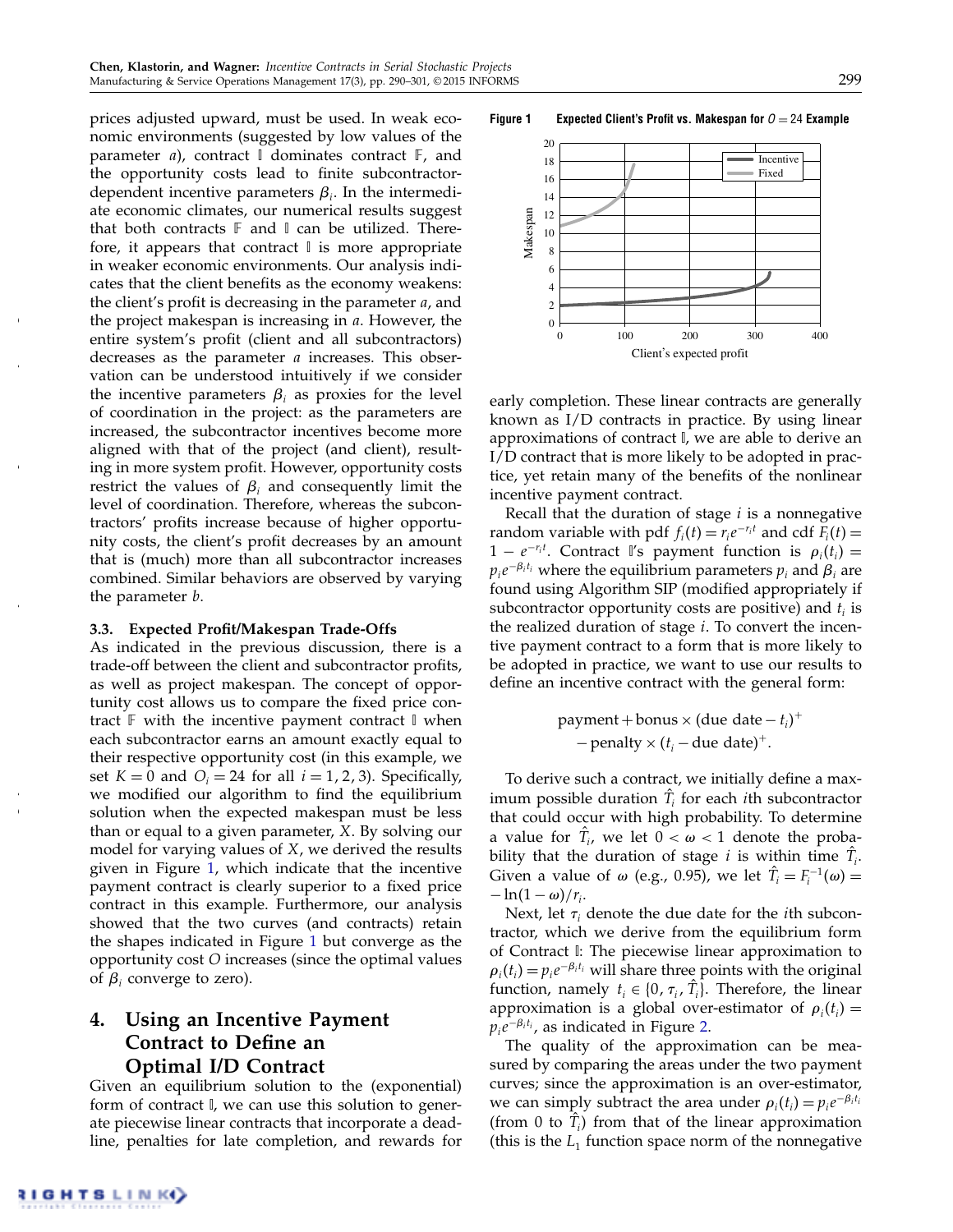prices adjusted upward, must be used. In weak economic environments (suggested by low values of the parameter $a$), contract $\mathbb{I}$ dominates contract $\mathbb{F}$, and the opportunity costs lead to finite subcontractor-dependent incentive parameters $\beta_i$. In the intermediate economic climates, our numerical results suggest that both contracts $\mathbb{F}$ and $\mathbb{I}$ can be utilized. Therefore, it appears that contract $\mathbb{I}$ is more appropriate in weaker economic environments. Our analysis indicates that the client benefits as the economy weakens: the client's profit is decreasing in the parameter $a$, and the project makespan is increasing in $a$. However, the entire system's profit (client and all subcontractors) decreases as the parameter $a$ increases. This observation can be understood intuitively if we consider the incentive parameters $\beta_i$ as proxies for the level of coordination in the project: as the parameters are increased, the subcontractor incentives become more aligned with that of the project (and client), resulting in more system profit. However, opportunity costs restrict the values of $\beta_i$ and consequently limit the level of coordination. Therefore, whereas the subcontractors' profits increase because of higher opportunity costs, the client's profit decreases by an amount that is (much) more than all subcontractor increases combined. Similar behaviors are observed by varying the parameter $b$.

### 3.3. Expected Profit/Makespan Trade-Offs

As indicated in the previous discussion, there is a trade-off between the client and subcontractor profits, as well as project makespan. The concept of opportunity cost allows us to compare the fixed price contract $\mathbb{F}$ with the incentive payment contract $\mathbb{I}$ when each subcontractor earns an amount exactly equal to their respective opportunity cost (in this example, we set $K = 0$ and $O_i = 24$ for all $i = 1, 2, 3$). Specifically, we modified our algorithm to find the equilibrium solution when the expected makespan must be less than or equal to a given parameter, $X$. By solving our model for varying values of $X$, we derived the results given in Figure 1, which indicate that the incentive payment contract is clearly superior to a fixed price contract in this example. Furthermore, our analysis showed that the two curves (and contracts) retain the shapes indicated in Figure 1 but converge as the opportunity cost $O$ increases (since the optimal values of $\beta_i$ converge to zero).

## 4. Using an Incentive Payment Contract to Define an Optimal I/D Contract

Given an equilibrium solution to the (exponential) form of contract $\mathbb{I}$, we can use this solution to generate piecewise linear contracts that incorporate a deadline, penalties for late completion, and rewards for early completion. These linear contracts are generally known as I/D contracts in practice. By using linear approximations of contract $\mathbb{I}$, we are able to derive an I/D contract that is more likely to be adopted in practice, yet retain many of the benefits of the nonlinear incentive payment contract.

**Figure 1** Expected Client's Profit vs. Makespan for $O = 24$ Example

Recall that the duration of stage $i$ is a nonnegative random variable with pdf $f_i(t) = r_i e^{-r_i t}$ and cdf $F_i(t) = 1 - e^{-r_i t}$. Contract $\mathbb{I}$'s payment function is $\rho_i(t_i) = p_i e^{-\beta_i t_i}$ where the equilibrium parameters $p_i$ and $\beta_i$ are found using Algorithm SIP (modified appropriately if subcontractor opportunity costs are positive) and $t_i$ is the realized duration of stage $i$. To convert the incentive payment contract to a form that is more likely to be adopted in practice, we want to use our results to define an incentive contract with the general form:

$$\text{payment} + \text{bonus} \times (\text{due date} - t_i)^+ \\ - \text{penalty} \times (t_i - \text{due date})^+.$$

To derive such a contract, we initially define a maximum possible duration $\hat{T}_i$ for each $i$th subcontractor that could occur with high probability. To determine a value for $\hat{T}_i$, we let $0 < \omega < 1$ denote the probability that the duration of stage $i$ is within time $\hat{T}_i$. Given a value of $\omega$ (e.g., 0.95), we let $\hat{T}_i = F_i^{-1}(\omega) = -\ln(1-\omega)/r_i$.

Next, let $\tau_i$ denote the due date for the $i$th subcontractor, which we derive from the equilibrium form of Contract $\mathbb{I}$: The piecewise linear approximation to $\rho_i(t_i) = p_i e^{-\beta_i t_i}$ will share three points with the original function, namely $t_i \in \{0, \tau_i, \hat{T}_i\}$. Therefore, the linear approximation is a global over-estimator of $\rho_i(t_i) = p_i e^{-\beta_i t_i}$, as indicated in Figure 2.

The quality of the approximation can be measured by comparing the areas under the two payment curves; since the approximation is an over-estimator, we can simply subtract the area under $\rho_i(t_i) = p_i e^{-\beta_i t_i}$ (from 0 to $\hat{T}_i$) from that of the linear approximation (this is the $L_1$ function space norm of the nonnegative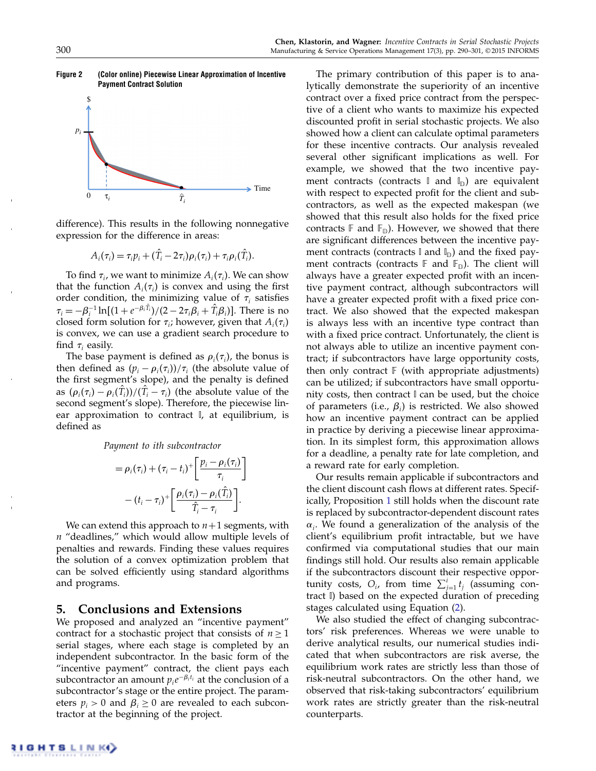**Figure 2** (Color online) Piecewise Linear Approximation of Incentive Payment Contract Solution

difference). This results in the following nonnegative expression for the difference in areas:

$$A_i(\tau_i) = \tau_i p_i + (\hat{T}_i - 2\tau_i)\rho_i(\tau_i) + \tau_i \rho_i(\hat{T}_i).$$

To find $\tau_i$, we want to minimize $A_i(\tau_i)$. We can show that the function $A_i(\tau_i)$ is convex and using the first order condition, the minimizing value of $\tau_i$ satisfies $\tau_i = -\beta_i^{-1}\ln[(1+e^{-\beta_i \hat{T}_i})/(2-2\tau_i\beta_i+\hat{T}_i\beta_i)]$. There is no closed form solution for $\tau_i$; however, given that $A_i(\tau_i)$ is convex, we can use a gradient search procedure to find $\tau_i$ easily.

The base payment is defined as $\rho_i(\tau_i)$, the bonus is then defined as $(p_i - \rho_i(\tau_i))/\tau_i$ (the absolute value of the first segment's slope), and the penalty is defined as $(\rho_i(\tau_i) - \rho_i(\hat{T}_i))/(\hat{T}_i - \tau_i)$ (the absolute value of the second segment's slope). Therefore, the piecewise linear approximation to contract $\mathbb{I}$, at equilibrium, is defined as

*Payment to ith subcontractor*

$$= \rho_i(\tau_i) + (\tau_i - t_i)^+ \left[\frac{p_i - \rho_i(\tau_i)}{\tau_i}\right] - (t_i - \tau_i)^+ \left[\frac{\rho_i(\tau_i) - \rho_i(\hat{T}_i)}{\hat{T}_i - \tau_i}\right].$$

We can extend this approach to $n+1$ segments, with $n$ "deadlines," which would allow multiple levels of penalties and rewards. Finding these values requires the solution of a convex optimization problem that can be solved efficiently using standard algorithms and programs.

## 5. Conclusions and Extensions

We proposed and analyzed an "incentive payment" contract for a stochastic project that consists of $n \geq 1$ serial stages, where each stage is completed by an independent subcontractor. In the basic form of the "incentive payment" contract, the client pays each subcontractor an amount $p_i e^{-\beta_i t_i}$ at the conclusion of a subcontractor's stage or the entire project. The parameters $p_i > 0$ and $\beta_i \geq 0$ are revealed to each subcontractor at the beginning of the project.

The primary contribution of this paper is to analytically demonstrate the superiority of an incentive contract over a fixed price contract from the perspective of a client who wants to maximize his expected discounted profit in serial stochastic projects. We also showed how a client can calculate optimal parameters for these incentive contracts. Our analysis revealed several other significant implications as well. For example, we showed that the two incentive payment contracts (contracts $\mathbb{I}$ and $\mathbb{I}_{\mathbb{D}}$) are equivalent with respect to expected profit for the client and subcontractors, as well as the expected makespan (we showed that this result also holds for the fixed price contracts $\mathbb{F}$ and $\mathbb{F}_{\mathbb{D}}$). However, we showed that there are significant differences between the incentive payment contracts (contracts $\mathbb{I}$ and $\mathbb{I}_{\mathbb{D}}$) and the fixed payment contracts (contracts $\mathbb{F}$ and $\mathbb{F}_{\mathbb{D}}$). The client will always have a greater expected profit with an incentive payment contract, although subcontractors will have a greater expected profit with a fixed price contract. We also showed that the expected makespan is always less with an incentive type contract than with a fixed price contract. Unfortunately, the client is not always able to utilize an incentive payment contract; if subcontractors have large opportunity costs, then only contract $\mathbb{F}$ (with appropriate adjustments) can be utilized; if subcontractors have small opportunity costs, then contract $\mathbb{I}$ can be used, but the choice of parameters (i.e., $\beta_i$) is restricted. We also showed how an incentive payment contract can be applied in practice by deriving a piecewise linear approximation. In its simplest form, this approximation allows for a deadline, a penalty rate for late completion, and a reward rate for early completion.

Our results remain applicable if subcontractors and the client discount cash flows at different rates. Specifically, Proposition 1 still holds when the discount rate is replaced by subcontractor-dependent discount rates $\alpha_i$. We found a generalization of the analysis of the client's equilibrium profit intractable, but we have confirmed via computational studies that our main findings still hold. Our results also remain applicable if the subcontractors discount their respective opportunity costs, $O_i$, from time $\sum_{j=1}^{i} t_j$ (assuming contract $\mathbb{I}$) based on the expected duration of preceding stages calculated using Equation (2).

We also studied the effect of changing subcontractors' risk preferences. Whereas we were unable to derive analytical results, our numerical studies indicated that when subcontractors are risk averse, the equilibrium work rates are strictly less than those of risk-neutral subcontractors. On the other hand, we observed that risk-taking subcontractors' equilibrium work rates are strictly greater than the risk-neutral counterparts.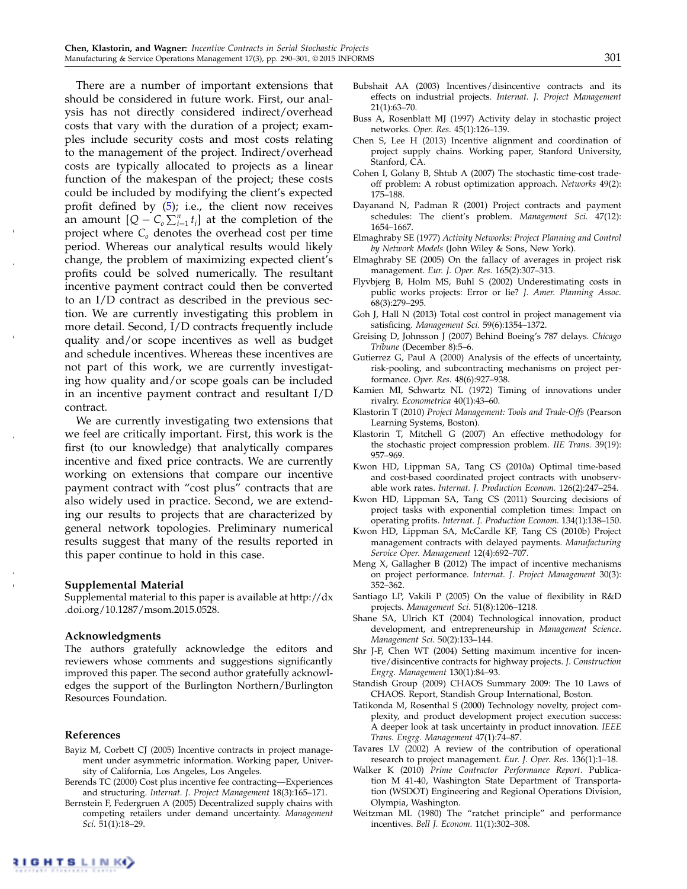There are a number of important extensions that should be considered in future work. First, our analysis has not directly considered indirect/overhead costs that vary with the duration of a project; examples include security costs and most costs relating to the management of the project. Indirect/overhead costs are typically allocated to projects as a linear function of the makespan of the project; these costs could be included by modifying the client's expected profit defined by (5); i.e., the client now receives an amount $[Q - C_o \sum_{i=1}^{n} t_i]$ at the completion of the project where $C_o$ denotes the overhead cost per time period. Whereas our analytical results would likely change, the problem of maximizing expected client's profits could be solved numerically. The resultant incentive payment contract could then be converted to an I/D contract as described in the previous section. We are currently investigating this problem in more detail. Second, I/D contracts frequently include quality and/or scope incentives as well as budget and schedule incentives. Whereas these incentives are not part of this work, we are currently investigating how quality and/or scope goals can be included in an incentive payment contract and resultant I/D contract.

We are currently investigating two extensions that we feel are critically important. First, this work is the first (to our knowledge) that analytically compares incentive and fixed price contracts. We are currently working on extensions that compare our incentive payment contract with "cost plus" contracts that are also widely used in practice. Second, we are extending our results to projects that are characterized by general network topologies. Preliminary numerical results suggest that many of the results reported in this paper continue to hold in this case.

## Supplemental Material

Supplemental material to this paper is available at http://dx.doi.org/10.1287/msom.2015.0528.

## Acknowledgments

The authors gratefully acknowledge the editors and reviewers whose comments and suggestions significantly improved this paper. The second author gratefully acknowledges the support of the Burlington Northern/Burlington Resources Foundation.

## References

Bayiz M, Corbett CJ (2005) Incentive contracts in project management under asymmetric information. Working paper, University of California, Los Angeles, Los Angeles.

Berends TC (2000) Cost plus incentive fee contracting—Experiences and structuring. *Internat. J. Project Management* 18(3):165–171.

Bernstein F, Federgruen A (2005) Decentralized supply chains with competing retailers under demand uncertainty. *Management Sci.* 51(1):18–29.

Bubshait AA (2003) Incentives/disincentive contracts and its effects on industrial projects. *Internat. J. Project Management* 21(1):63–70.

Buss A, Rosenblatt MJ (1997) Activity delay in stochastic project networks. *Oper. Res.* 45(1):126–139.

Chen S, Lee H (2013) Incentive alignment and coordination of project supply chains. Working paper, Stanford University, Stanford, CA.

Cohen I, Golany B, Shtub A (2007) The stochastic time-cost tradeoff problem: A robust optimization approach. *Networks* 49(2): 175–188.

Dayanand N, Padman R (2001) Project contracts and payment schedules: The client's problem. *Management Sci.* 47(12): 1654–1667.

Elmaghraby SE (1977) *Activity Networks: Project Planning and Control by Network Models* (John Wiley & Sons, New York).

Elmaghraby SE (2005) On the fallacy of averages in project risk management. *Eur. J. Oper. Res.* 165(2):307–313.

Flyvbjerg B, Holm MS, Buhl S (2002) Underestimating costs in public works projects: Error or lie? *J. Amer. Planning Assoc.* 68(3):279–295.

Goh J, Hall N (2013) Total cost control in project management via satisficing. *Management Sci.* 59(6):1354–1372.

Greising D, Johnsson J (2007) Behind Boeing's 787 delays. *Chicago Tribune* (December 8):5–6.

Gutierrez G, Paul A (2000) Analysis of the effects of uncertainty, risk-pooling, and subcontracting mechanisms on project performance. *Oper. Res.* 48(6):927–938.

Kamien MI, Schwartz NL (1972) Timing of innovations under rivalry. *Econometrica* 40(1):43–60.

Klastorin T (2010) *Project Management: Tools and Trade-Offs* (Pearson Learning Systems, Boston).

Klastorin T, Mitchell G (2007) An effective methodology for the stochastic project compression problem. *IIE Trans.* 39(19): 957–969.

Kwon HD, Lippman SA, Tang CS (2010a) Optimal time-based and cost-based coordinated project contracts with unobservable work rates. *Internat. J. Production Econom.* 126(2):247–254.

Kwon HD, Lippman SA, Tang CS (2011) Sourcing decisions of project tasks with exponential completion times: Impact on operating profits. *Internat. J. Production Econom.* 134(1):138–150.

Kwon HD, Lippman SA, McCardle KF, Tang CS (2010b) Project management contracts with delayed payments. *Manufacturing Service Oper. Management* 12(4):692–707.

Meng X, Gallagher B (2012) The impact of incentive mechanisms on project performance. *Internat. J. Project Management* 30(3): 352–362.

Santiago LP, Vakili P (2005) On the value of flexibility in R&D projects. *Management Sci.* 51(8):1206–1218.

Shane SA, Ulrich KT (2004) Technological innovation, product development, and entrepreneurship in *Management Science*. *Management Sci.* 50(2):133–144.

Shr J-F, Chen WT (2004) Setting maximum incentive for incentive/disincentive contracts for highway projects. *J. Construction Engrg. Management* 130(1):84–93.

Standish Group (2009) CHAOS Summary 2009: The 10 Laws of CHAOS. Report, Standish Group International, Boston.

Tatikonda M, Rosenthal S (2000) Technology novelty, project complexity, and product development project execution success: A deeper look at task uncertainty in product innovation. *IEEE Trans. Engrg. Management* 47(1):74–87.

Tavares LV (2002) A review of the contribution of operational research to project management. *Eur. J. Oper. Res.* 136(1):1–18.

Walker K (2010) *Prime Contractor Performance Report*. Publication M 41-40, Washington State Department of Transportation (WSDOT) Engineering and Regional Operations Division, Olympia, Washington.

Weitzman ML (1980) The "ratchet principle" and performance incentives. *Bell J. Econom.* 11(1):302–308.